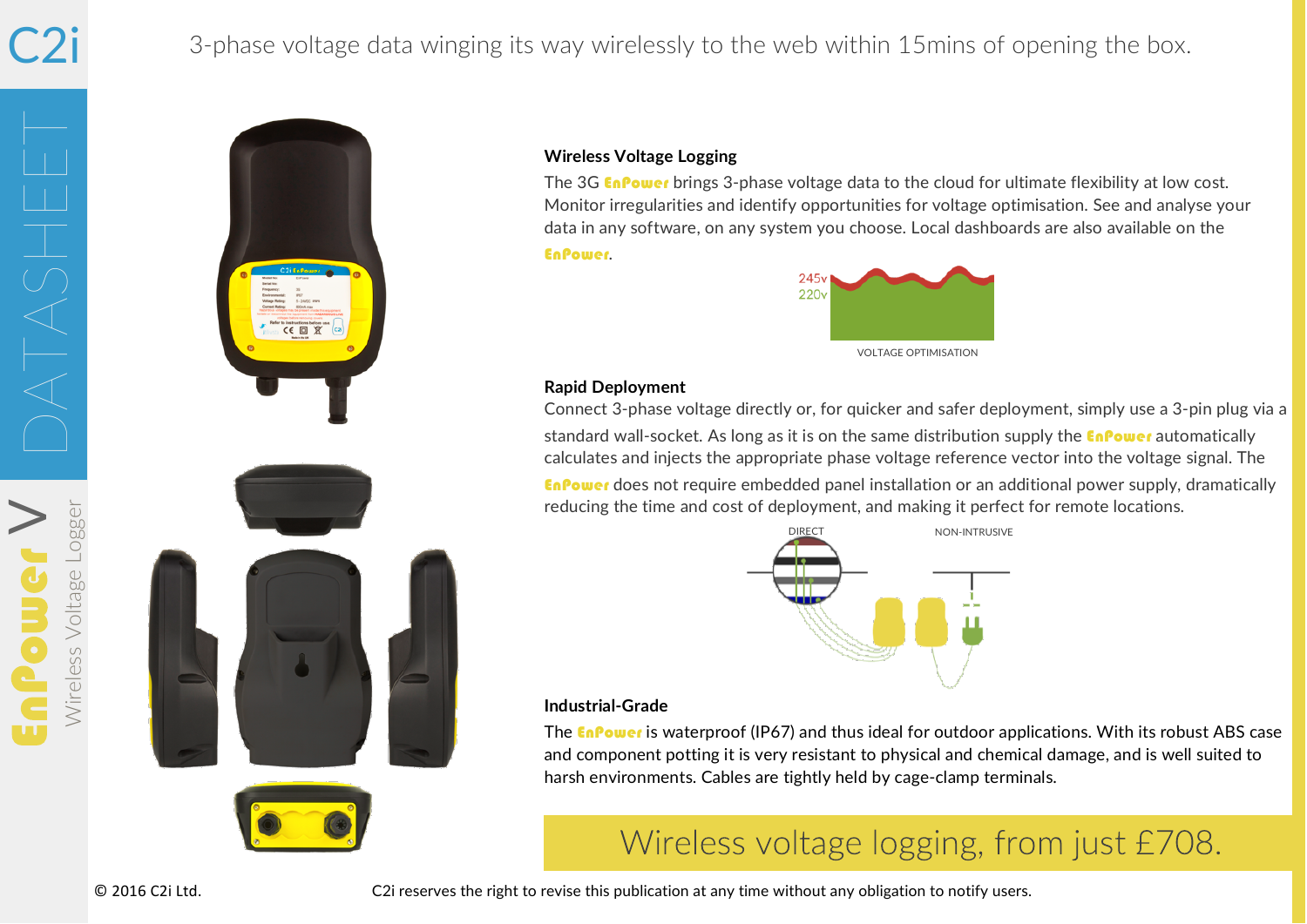C2i

DATASHEET

EnPower V

Wireless Voltage Logger

3-phase voltage data winging its way wirelessly to the web within 15mins of opening the box.

### Wireless Voltage Logging

The 3G EnPower brings 3-phase voltage data to the cloud for ultimate flexibility at low cost. Monitor irregularities and identify opportunities for voltage optimisation. See and analyse your data in any software, on any system you choose. Local dashboards are also available on the EnPower.

245v
220v

VOLTAGE OPTIMISATION

### Rapid Deployment

Connect 3-phase voltage directly or, for quicker and safer deployment, simply use a 3-pin plug via a standard wall-socket. As long as it is on the same distribution supply the EnPower automatically calculates and injects the appropriate phase voltage reference vector into the voltage signal. The EnPower does not require embedded panel installation or an additional power supply, dramatically reducing the time and cost of deployment, and making it perfect for remote locations.

DIRECT NON-INTRUSIVE

### Industrial-Grade

The EnPower is waterproof (IP67) and thus ideal for outdoor applications. With its robust ABS case and component potting it is very resistant to physical and chemical damage, and is well suited to harsh environments. Cables are tightly held by cage-clamp terminals.

## Wireless voltage logging, from just £708.

© 2016 C2i Ltd. C2i reserves the right to revise this publication at any time without any obligation to notify users.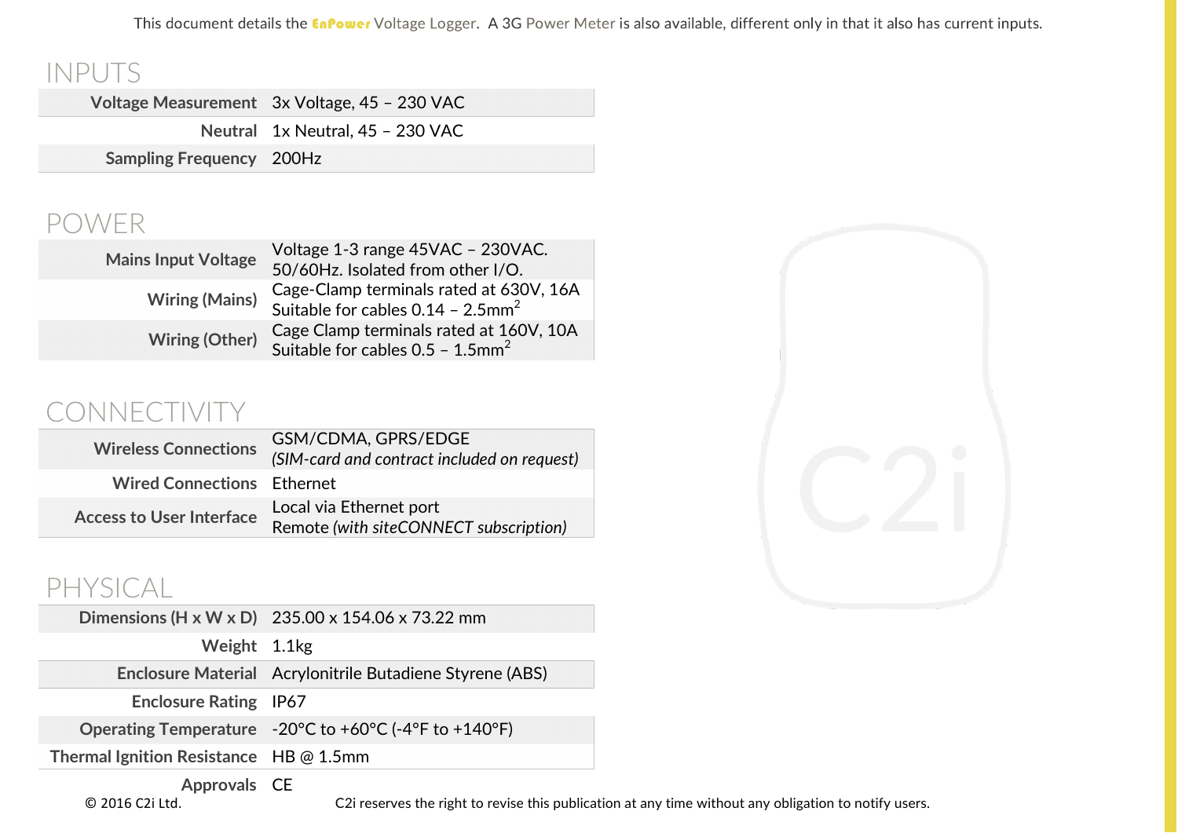This document details the **EnPower** Voltage Logger. A 3G Power Meter is also available, different only in that it also has current inputs.

## INPUTS

| | |
|---|---|
| **Voltage Measurement** | 3x Voltage, 45 – 230 VAC |
| **Neutral** | 1x Neutral, 45 – 230 VAC |
| **Sampling Frequency** | 200Hz |

## POWER

| | |
|---|---|
| **Mains Input Voltage** | Voltage 1-3 range 45VAC – 230VAC. 50/60Hz. Isolated from other I/O. |
| **Wiring (Mains)** | Cage-Clamp terminals rated at 630V, 16A Suitable for cables 0.14 – 2.5mm$^2$ |
| **Wiring (Other)** | Cage Clamp terminals rated at 160V, 10A Suitable for cables 0.5 – 1.5mm$^2$ |

## CONNECTIVITY

| | |
|---|---|
| **Wireless Connections** | GSM/CDMA, GPRS/EDGE *(SIM-card and contract included on request)* |
| **Wired Connections** | Ethernet |
| **Access to User Interface** | Local via Ethernet port Remote *(with siteCONNECT subscription)* |

## PHYSICAL

| | |
|---|---|
| **Dimensions (H x W x D)** | 235.00 x 154.06 x 73.22 mm |
| **Weight** | 1.1kg |
| **Enclosure Material** | Acrylonitrile Butadiene Styrene (ABS) |
| **Enclosure Rating** | IP67 |
| **Operating Temperature** | -20°C to +60°C (-4°F to +140°F) |
| **Thermal Ignition Resistance** | HB @ 1.5mm |
| **Approvals** | CE |

© 2016 C2i Ltd.

C2i reserves the right to revise this publication at any time without any obligation to notify users.